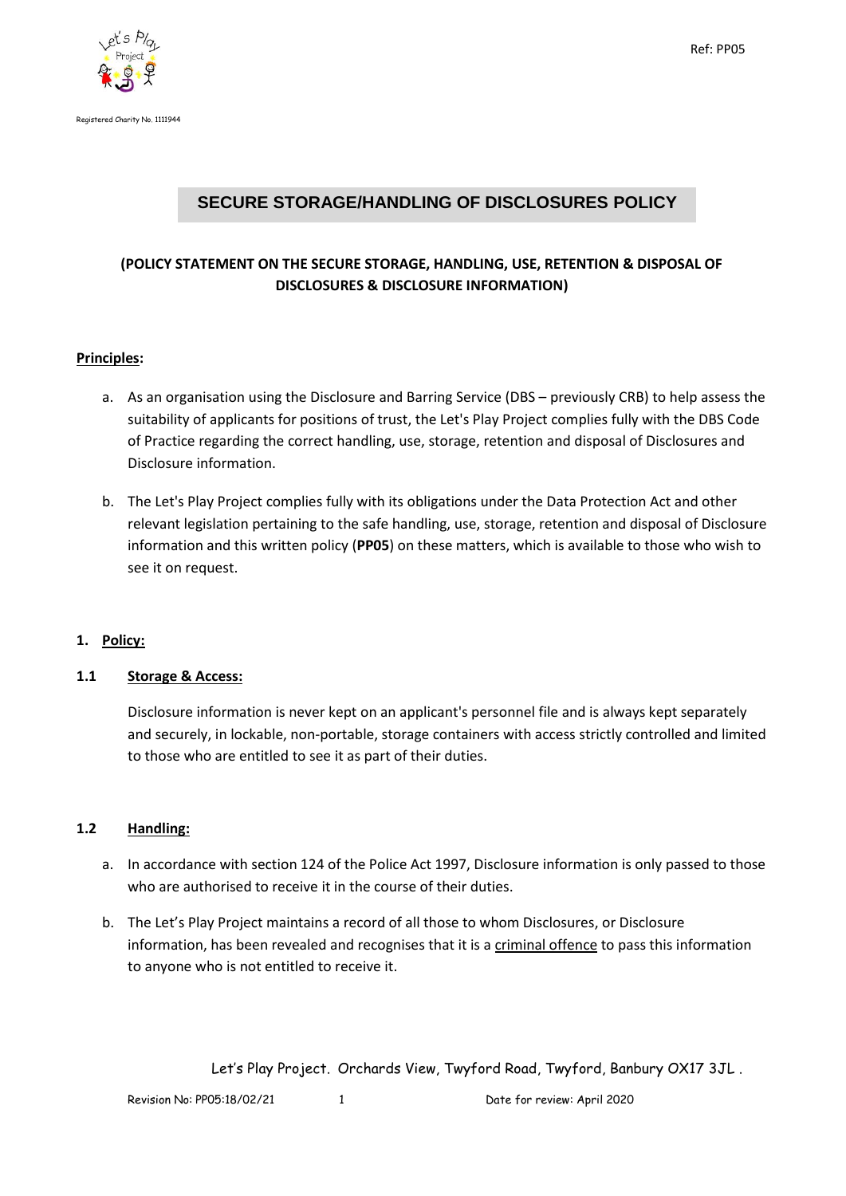Ref: PP05

Registered Charity No. 1111944

# SECURE STORAGE/HANDLING OF DISCLOSURES POLICY

**(POLICY STATEMENT ON THE SECURE STORAGE, HANDLING, USE, RETENTION & DISPOSAL OF DISCLOSURES & DISCLOSURE INFORMATION)**

**Principles:**

a. As an organisation using the Disclosure and Barring Service (DBS – previously CRB) to help assess the suitability of applicants for positions of trust, the Let's Play Project complies fully with the DBS Code of Practice regarding the correct handling, use, storage, retention and disposal of Disclosures and Disclosure information.

b. The Let's Play Project complies fully with its obligations under the Data Protection Act and other relevant legislation pertaining to the safe handling, use, storage, retention and disposal of Disclosure information and this written policy (**PP05**) on these matters, which is available to those who wish to see it on request.

## 1. Policy:

### 1.1 Storage & Access:

Disclosure information is never kept on an applicant's personnel file and is always kept separately and securely, in lockable, non-portable, storage containers with access strictly controlled and limited to those who are entitled to see it as part of their duties.

### 1.2 Handling:

a. In accordance with section 124 of the Police Act 1997, Disclosure information is only passed to those who are authorised to receive it in the course of their duties.

b. The Let's Play Project maintains a record of all those to whom Disclosures, or Disclosure information, has been revealed and recognises that it is a criminal offence to pass this information to anyone who is not entitled to receive it.

Let's Play Project. Orchards View, Twyford Road, Twyford, Banbury OX17 3JL .

Revision No: PP05:18/02/21 | Date for review: April 2020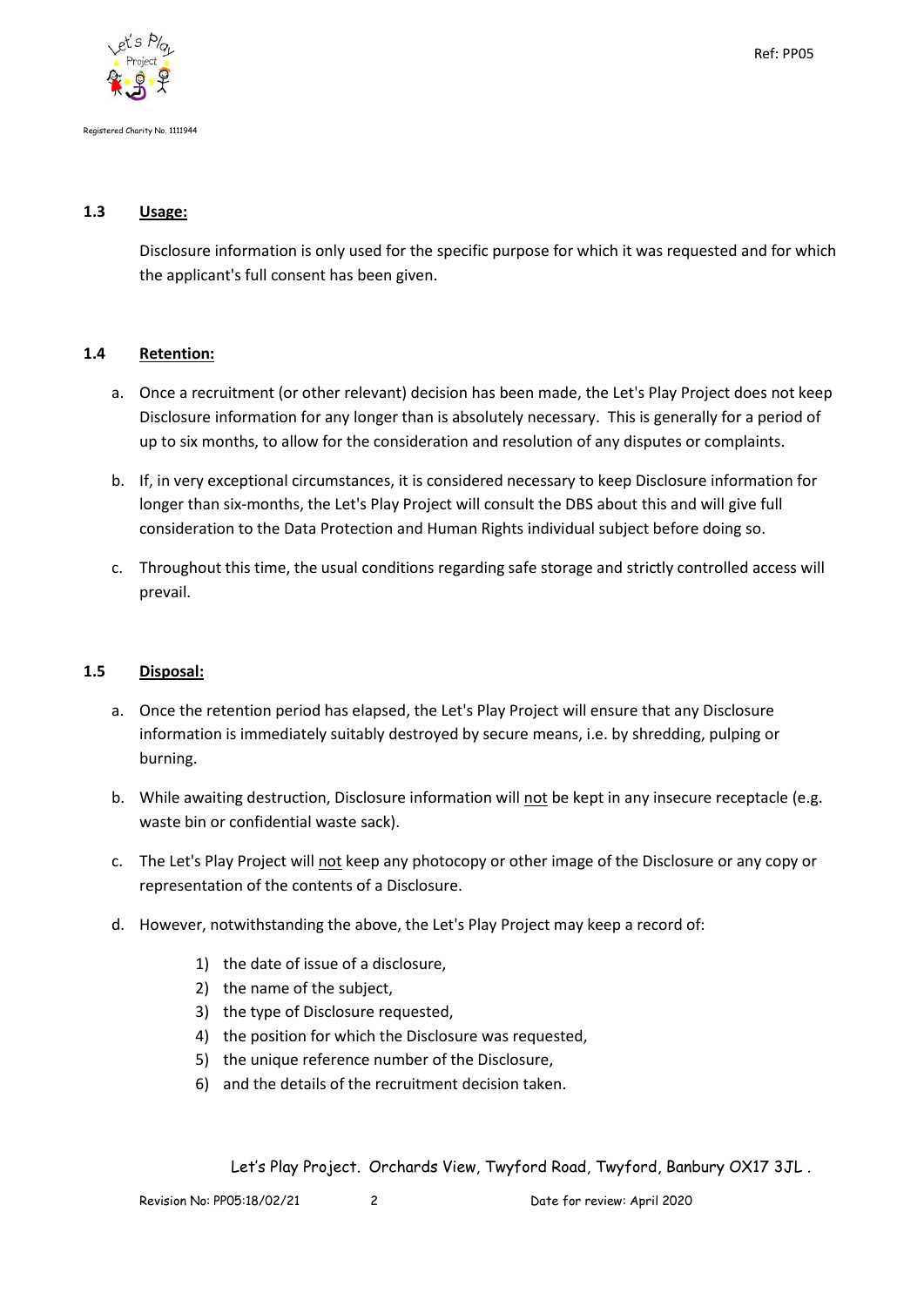### 1.3 Usage:

Disclosure information is only used for the specific purpose for which it was requested and for which the applicant's full consent has been given.

### 1.4 Retention:

a. Once a recruitment (or other relevant) decision has been made, the Let's Play Project does not keep Disclosure information for any longer than is absolutely necessary. This is generally for a period of up to six months, to allow for the consideration and resolution of any disputes or complaints.

b. If, in very exceptional circumstances, it is considered necessary to keep Disclosure information for longer than six-months, the Let's Play Project will consult the DBS about this and will give full consideration to the Data Protection and Human Rights individual subject before doing so.

c. Throughout this time, the usual conditions regarding safe storage and strictly controlled access will prevail.

### 1.5 Disposal:

a. Once the retention period has elapsed, the Let's Play Project will ensure that any Disclosure information is immediately suitably destroyed by secure means, i.e. by shredding, pulping or burning.

b. While awaiting destruction, Disclosure information will <u>not</u> be kept in any insecure receptacle (e.g. waste bin or confidential waste sack).

c. The Let's Play Project will <u>not</u> keep any photocopy or other image of the Disclosure or any copy or representation of the contents of a Disclosure.

d. However, notwithstanding the above, the Let's Play Project may keep a record of:

1) the date of issue of a disclosure,
2) the name of the subject,
3) the type of Disclosure requested,
4) the position for which the Disclosure was requested,
5) the unique reference number of the Disclosure,
6) and the details of the recruitment decision taken.

Let's Play Project. Orchards View, Twyford Road, Twyford, Banbury OX17 3JL .